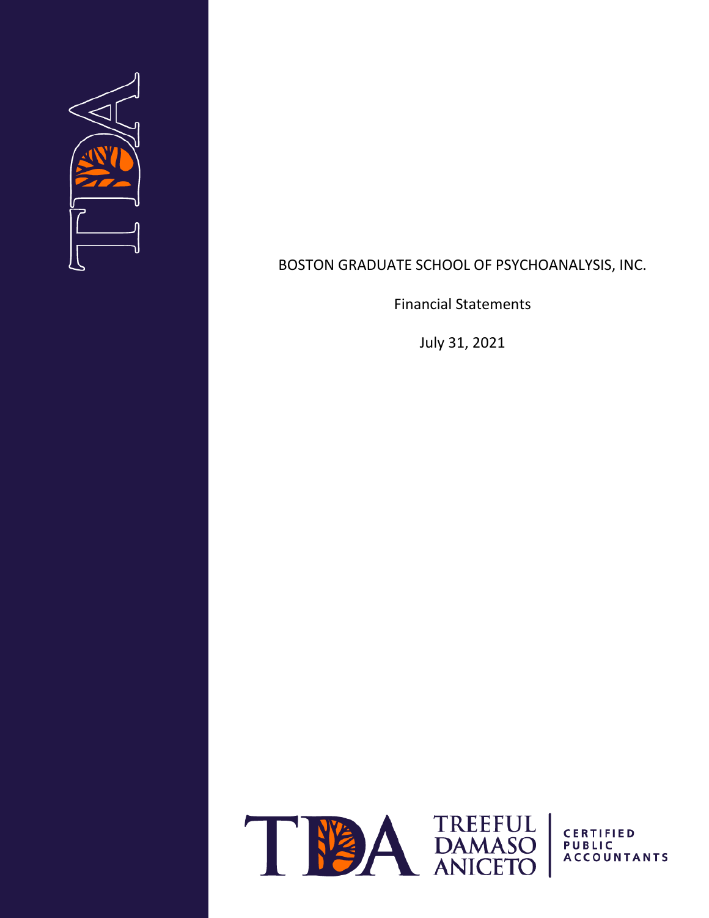# BOSTON GRADUATE SCHOOL OF PSYCHOANALYSIS, INC.

Financial Statements

July 31, 2021

TREEFUL DAMASO ANICETO

CERTIFIED PUBLIC ACCOUNTANTS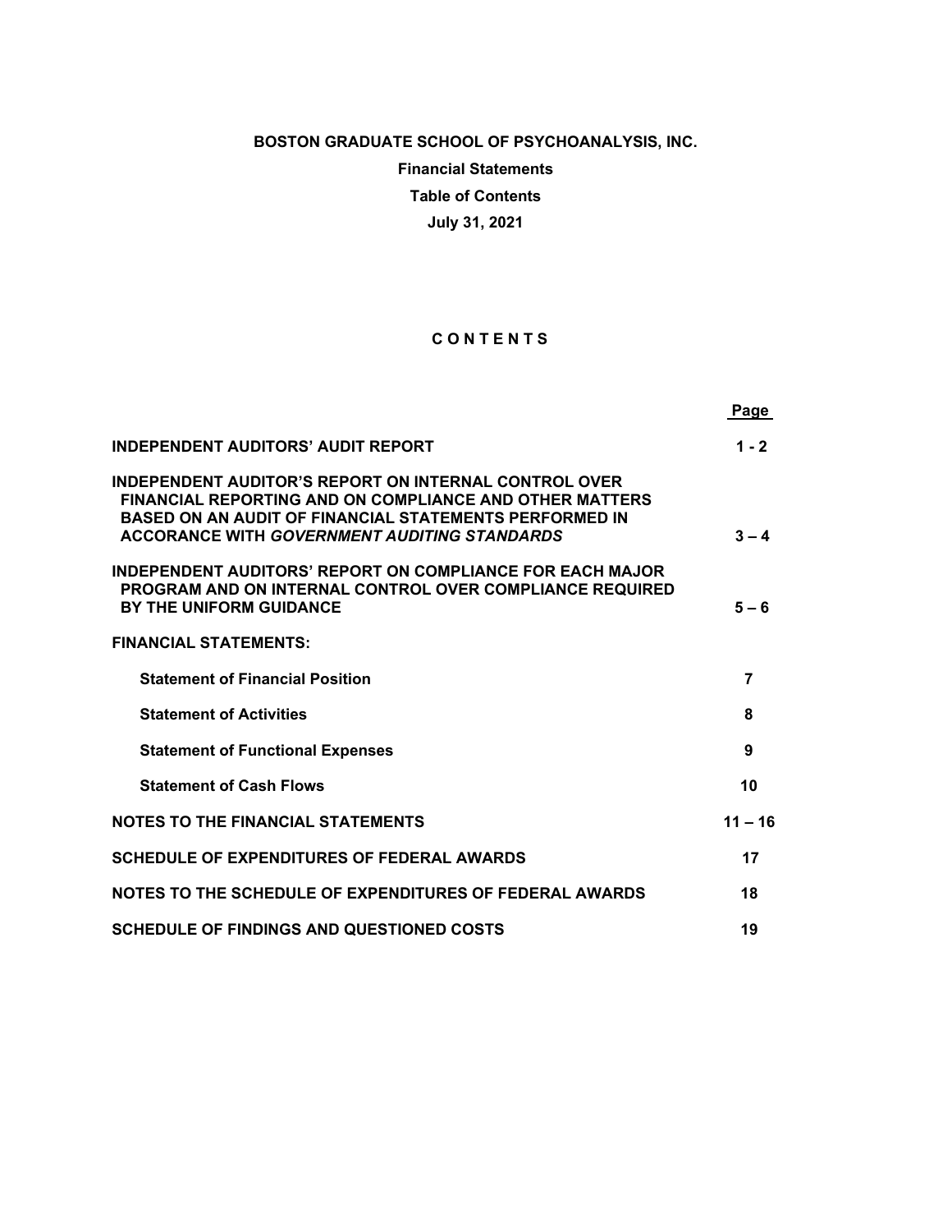**BOSTON GRADUATE SCHOOL OF PSYCHOANALYSIS, INC.**

**Financial Statements**

**Table of Contents**

**July 31, 2021**

## C O N T E N T S

| | Page |
|---|---|
| **INDEPENDENT AUDITORS' AUDIT REPORT** | **1 - 2** |
| **INDEPENDENT AUDITOR'S REPORT ON INTERNAL CONTROL OVER FINANCIAL REPORTING AND ON COMPLIANCE AND OTHER MATTERS BASED ON AN AUDIT OF FINANCIAL STATEMENTS PERFORMED IN ACCORANCE WITH *GOVERNMENT AUDITING STANDARDS*** | **3 – 4** |
| **INDEPENDENT AUDITORS' REPORT ON COMPLIANCE FOR EACH MAJOR PROGRAM AND ON INTERNAL CONTROL OVER COMPLIANCE REQUIRED BY THE UNIFORM GUIDANCE** | **5 – 6** |
| **FINANCIAL STATEMENTS:** | |
| **Statement of Financial Position** | **7** |
| **Statement of Activities** | **8** |
| **Statement of Functional Expenses** | **9** |
| **Statement of Cash Flows** | **10** |
| **NOTES TO THE FINANCIAL STATEMENTS** | **11 – 16** |
| **SCHEDULE OF EXPENDITURES OF FEDERAL AWARDS** | **17** |
| **NOTES TO THE SCHEDULE OF EXPENDITURES OF FEDERAL AWARDS** | **18** |
| **SCHEDULE OF FINDINGS AND QUESTIONED COSTS** | **19** |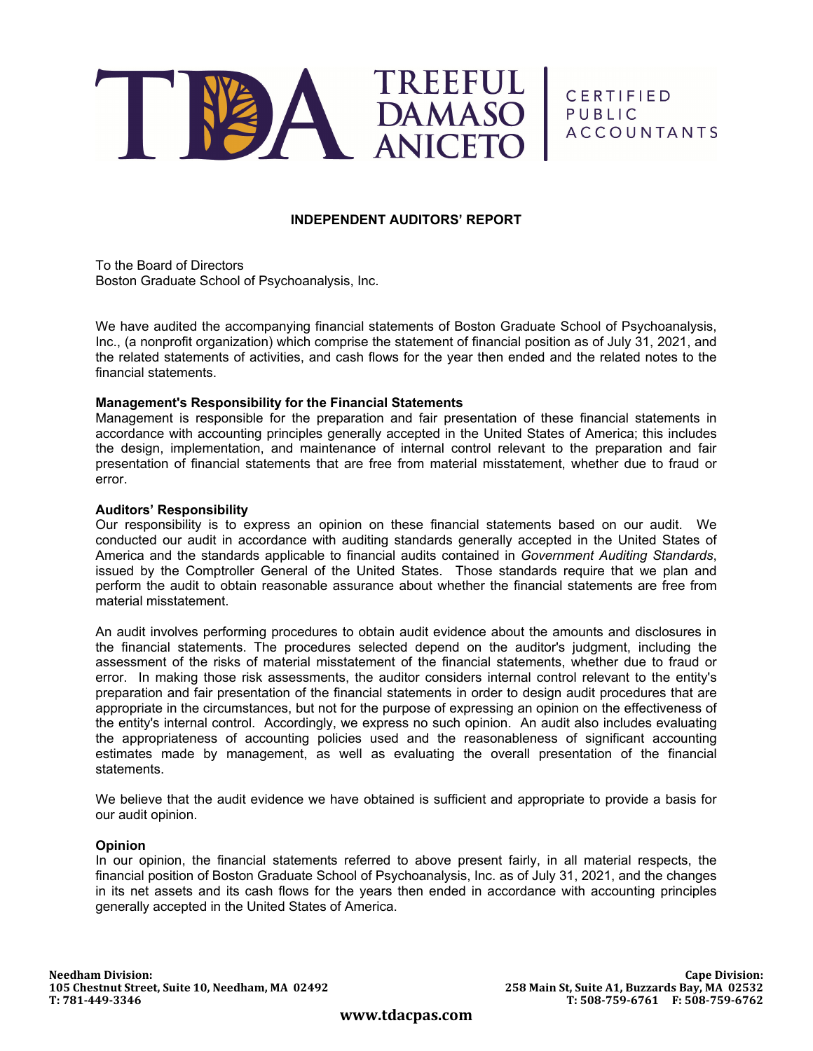TREEFUL DAMASO ANICETO | CERTIFIED PUBLIC ACCOUNTANTS

## INDEPENDENT AUDITORS' REPORT

To the Board of Directors
Boston Graduate School of Psychoanalysis, Inc.

We have audited the accompanying financial statements of Boston Graduate School of Psychoanalysis, Inc., (a nonprofit organization) which comprise the statement of financial position as of July 31, 2021, and the related statements of activities, and cash flows for the year then ended and the related notes to the financial statements.

**Management's Responsibility for the Financial Statements**
Management is responsible for the preparation and fair presentation of these financial statements in accordance with accounting principles generally accepted in the United States of America; this includes the design, implementation, and maintenance of internal control relevant to the preparation and fair presentation of financial statements that are free from material misstatement, whether due to fraud or error.

**Auditors' Responsibility**
Our responsibility is to express an opinion on these financial statements based on our audit. We conducted our audit in accordance with auditing standards generally accepted in the United States of America and the standards applicable to financial audits contained in *Government Auditing Standards*, issued by the Comptroller General of the United States. Those standards require that we plan and perform the audit to obtain reasonable assurance about whether the financial statements are free from material misstatement.

An audit involves performing procedures to obtain audit evidence about the amounts and disclosures in the financial statements. The procedures selected depend on the auditor's judgment, including the assessment of the risks of material misstatement of the financial statements, whether due to fraud or error. In making those risk assessments, the auditor considers internal control relevant to the entity's preparation and fair presentation of the financial statements in order to design audit procedures that are appropriate in the circumstances, but not for the purpose of expressing an opinion on the effectiveness of the entity's internal control. Accordingly, we express no such opinion. An audit also includes evaluating the appropriateness of accounting policies used and the reasonableness of significant accounting estimates made by management, as well as evaluating the overall presentation of the financial statements.

We believe that the audit evidence we have obtained is sufficient and appropriate to provide a basis for our audit opinion.

**Opinion**
In our opinion, the financial statements referred to above present fairly, in all material respects, the financial position of Boston Graduate School of Psychoanalysis, Inc. as of July 31, 2021, and the changes in its net assets and its cash flows for the years then ended in accordance with accounting principles generally accepted in the United States of America.

**Needham Division:**
**105 Chestnut Street, Suite 10, Needham, MA 02492**
**T: 781-449-3346**

**Cape Division:**
**258 Main St, Suite A1, Buzzards Bay, MA 02532**
**T: 508-759-6761 F: 508-759-6762**

**www.tdacpas.com**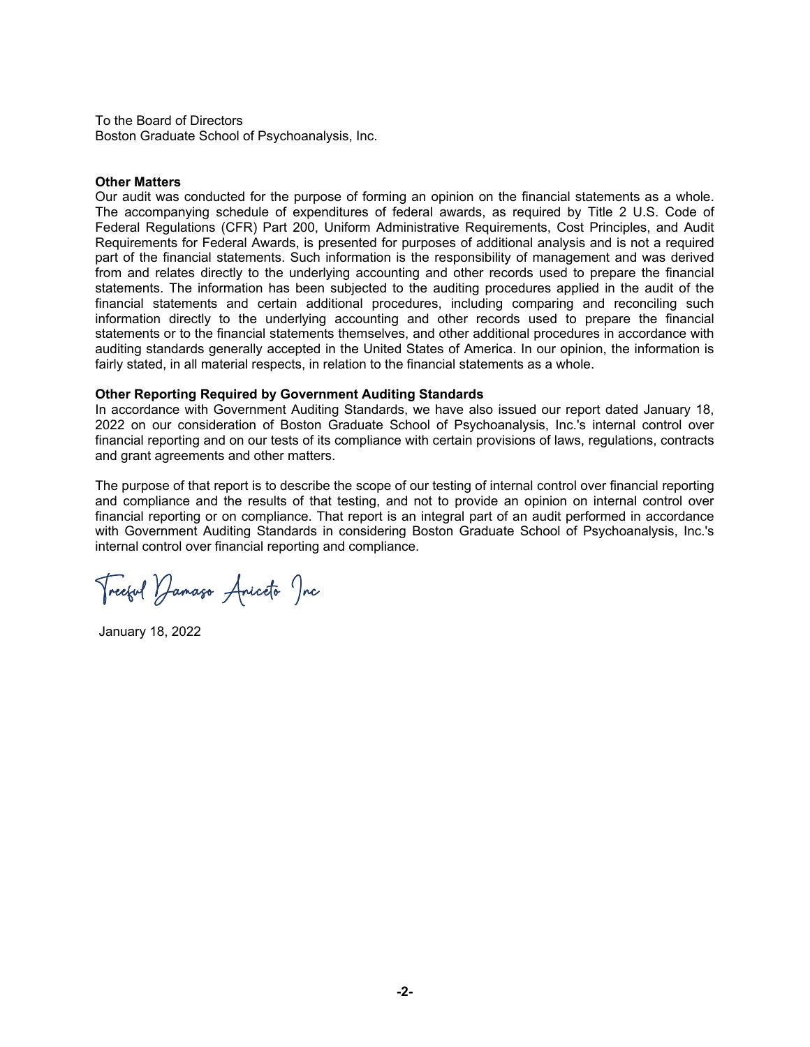To the Board of Directors
Boston Graduate School of Psychoanalysis, Inc.

**Other Matters**

Our audit was conducted for the purpose of forming an opinion on the financial statements as a whole. The accompanying schedule of expenditures of federal awards, as required by Title 2 U.S. Code of Federal Regulations (CFR) Part 200, Uniform Administrative Requirements, Cost Principles, and Audit Requirements for Federal Awards, is presented for purposes of additional analysis and is not a required part of the financial statements. Such information is the responsibility of management and was derived from and relates directly to the underlying accounting and other records used to prepare the financial statements. The information has been subjected to the auditing procedures applied in the audit of the financial statements and certain additional procedures, including comparing and reconciling such information directly to the underlying accounting and other records used to prepare the financial statements or to the financial statements themselves, and other additional procedures in accordance with auditing standards generally accepted in the United States of America. In our opinion, the information is fairly stated, in all material respects, in relation to the financial statements as a whole.

**Other Reporting Required by Government Auditing Standards**

In accordance with Government Auditing Standards, we have also issued our report dated January 18, 2022 on our consideration of Boston Graduate School of Psychoanalysis, Inc.'s internal control over financial reporting and on our tests of its compliance with certain provisions of laws, regulations, contracts and grant agreements and other matters.

The purpose of that report is to describe the scope of our testing of internal control over financial reporting and compliance and the results of that testing, and not to provide an opinion on internal control over financial reporting or on compliance. That report is an integral part of an audit performed in accordance with Government Auditing Standards in considering Boston Graduate School of Psychoanalysis, Inc.'s internal control over financial reporting and compliance.

Treeful Damaso Aniceto Inc

January 18, 2022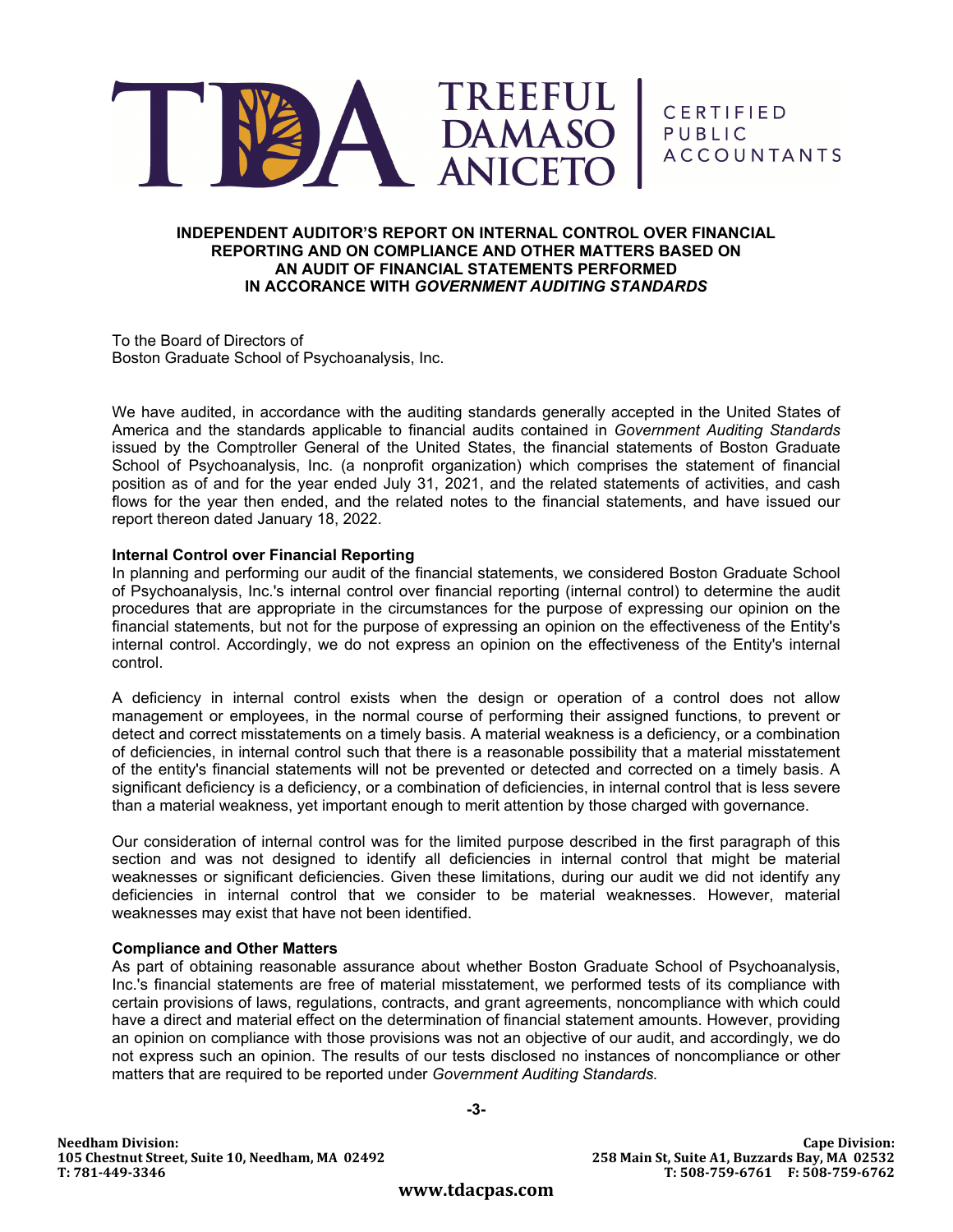# INDEPENDENT AUDITOR'S REPORT ON INTERNAL CONTROL OVER FINANCIAL REPORTING AND ON COMPLIANCE AND OTHER MATTERS BASED ON AN AUDIT OF FINANCIAL STATEMENTS PERFORMED IN ACCORANCE WITH *GOVERNMENT AUDITING STANDARDS*

To the Board of Directors of
Boston Graduate School of Psychoanalysis, Inc.

We have audited, in accordance with the auditing standards generally accepted in the United States of America and the standards applicable to financial audits contained in *Government Auditing Standards* issued by the Comptroller General of the United States, the financial statements of Boston Graduate School of Psychoanalysis, Inc. (a nonprofit organization) which comprises the statement of financial position as of and for the year ended July 31, 2021, and the related statements of activities, and cash flows for the year then ended, and the related notes to the financial statements, and have issued our report thereon dated January 18, 2022.

**Internal Control over Financial Reporting**

In planning and performing our audit of the financial statements, we considered Boston Graduate School of Psychoanalysis, Inc.'s internal control over financial reporting (internal control) to determine the audit procedures that are appropriate in the circumstances for the purpose of expressing our opinion on the financial statements, but not for the purpose of expressing an opinion on the effectiveness of the Entity's internal control. Accordingly, we do not express an opinion on the effectiveness of the Entity's internal control.

A deficiency in internal control exists when the design or operation of a control does not allow management or employees, in the normal course of performing their assigned functions, to prevent or detect and correct misstatements on a timely basis. A material weakness is a deficiency, or a combination of deficiencies, in internal control such that there is a reasonable possibility that a material misstatement of the entity's financial statements will not be prevented or detected and corrected on a timely basis. A significant deficiency is a deficiency, or a combination of deficiencies, in internal control that is less severe than a material weakness, yet important enough to merit attention by those charged with governance.

Our consideration of internal control was for the limited purpose described in the first paragraph of this section and was not designed to identify all deficiencies in internal control that might be material weaknesses or significant deficiencies. Given these limitations, during our audit we did not identify any deficiencies in internal control that we consider to be material weaknesses. However, material weaknesses may exist that have not been identified.

**Compliance and Other Matters**

As part of obtaining reasonable assurance about whether Boston Graduate School of Psychoanalysis, Inc.'s financial statements are free of material misstatement, we performed tests of its compliance with certain provisions of laws, regulations, contracts, and grant agreements, noncompliance with which could have a direct and material effect on the determination of financial statement amounts. However, providing an opinion on compliance with those provisions was not an objective of our audit, and accordingly, we do not express such an opinion. The results of our tests disclosed no instances of noncompliance or other matters that are required to be reported under *Government Auditing Standards.*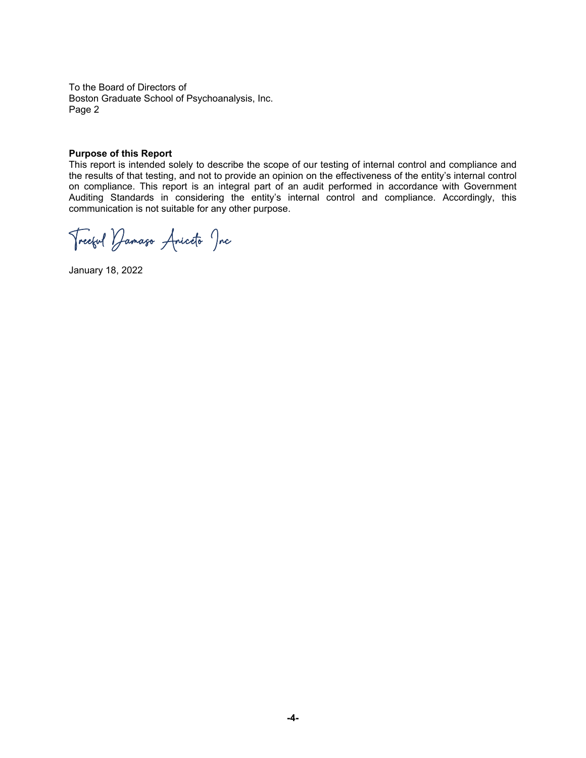To the Board of Directors of
Boston Graduate School of Psychoanalysis, Inc.
Page 2

**Purpose of this Report**
This report is intended solely to describe the scope of our testing of internal control and compliance and the results of that testing, and not to provide an opinion on the effectiveness of the entity's internal control on compliance. This report is an integral part of an audit performed in accordance with Government Auditing Standards in considering the entity's internal control and compliance. Accordingly, this communication is not suitable for any other purpose.

Treeful Damaso Aniceto Inc

January 18, 2022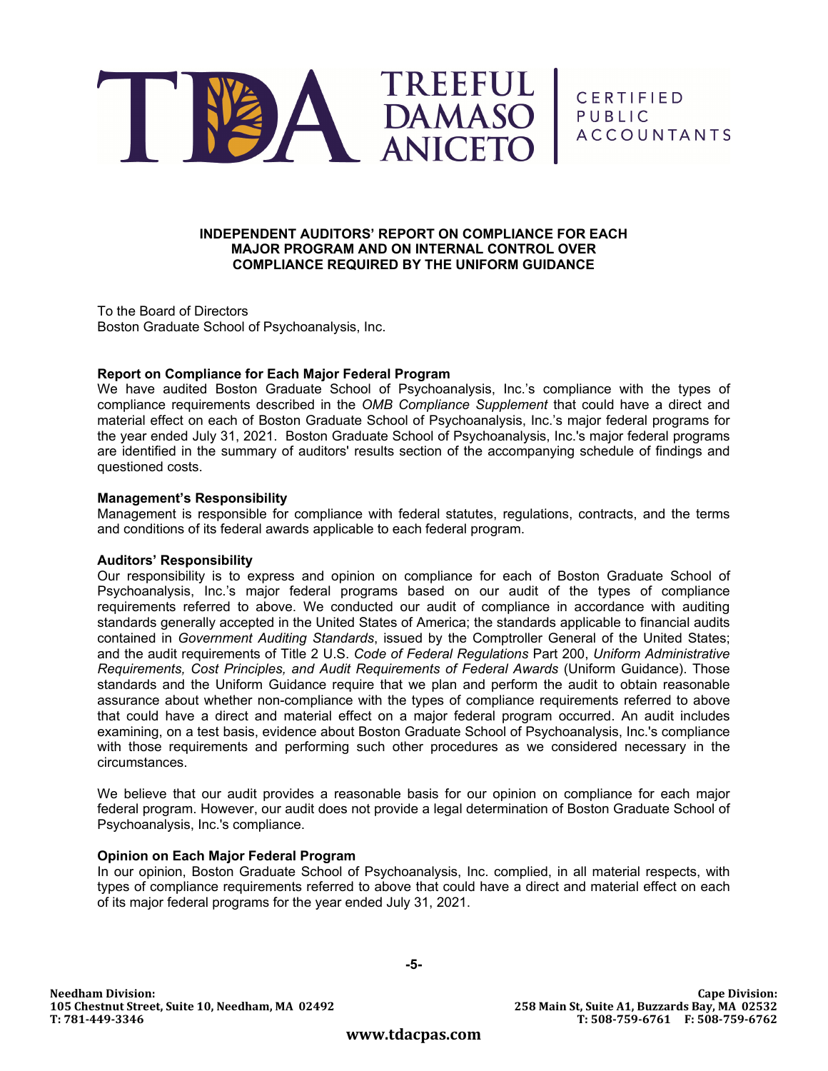**TREEFUL DAMASO ANICETO** | CERTIFIED PUBLIC ACCOUNTANTS

## INDEPENDENT AUDITORS' REPORT ON COMPLIANCE FOR EACH MAJOR PROGRAM AND ON INTERNAL CONTROL OVER COMPLIANCE REQUIRED BY THE UNIFORM GUIDANCE

To the Board of Directors
Boston Graduate School of Psychoanalysis, Inc.

### Report on Compliance for Each Major Federal Program

We have audited Boston Graduate School of Psychoanalysis, Inc.'s compliance with the types of compliance requirements described in the *OMB Compliance Supplement* that could have a direct and material effect on each of Boston Graduate School of Psychoanalysis, Inc.'s major federal programs for the year ended July 31, 2021. Boston Graduate School of Psychoanalysis, Inc.'s major federal programs are identified in the summary of auditors' results section of the accompanying schedule of findings and questioned costs.

### Management's Responsibility

Management is responsible for compliance with federal statutes, regulations, contracts, and the terms and conditions of its federal awards applicable to each federal program.

### Auditors' Responsibility

Our responsibility is to express and opinion on compliance for each of Boston Graduate School of Psychoanalysis, Inc.'s major federal programs based on our audit of the types of compliance requirements referred to above. We conducted our audit of compliance in accordance with auditing standards generally accepted in the United States of America; the standards applicable to financial audits contained in *Government Auditing Standards*, issued by the Comptroller General of the United States; and the audit requirements of Title 2 U.S. *Code of Federal Regulations* Part 200, *Uniform Administrative Requirements, Cost Principles, and Audit Requirements of Federal Awards* (Uniform Guidance). Those standards and the Uniform Guidance require that we plan and perform the audit to obtain reasonable assurance about whether non-compliance with the types of compliance requirements referred to above that could have a direct and material effect on a major federal program occurred. An audit includes examining, on a test basis, evidence about Boston Graduate School of Psychoanalysis, Inc.'s compliance with those requirements and performing such other procedures as we considered necessary in the circumstances.

We believe that our audit provides a reasonable basis for our opinion on compliance for each major federal program. However, our audit does not provide a legal determination of Boston Graduate School of Psychoanalysis, Inc.'s compliance.

### Opinion on Each Major Federal Program

In our opinion, Boston Graduate School of Psychoanalysis, Inc. complied, in all material respects, with types of compliance requirements referred to above that could have a direct and material effect on each of its major federal programs for the year ended July 31, 2021.

**Needham Division:**
**105 Chestnut Street, Suite 10, Needham, MA 02492**
**T: 781-449-3346**

**Cape Division:**
**258 Main St, Suite A1, Buzzards Bay, MA 02532**
**T: 508-759-6761 F: 508-759-6762**

**www.tdacpas.com**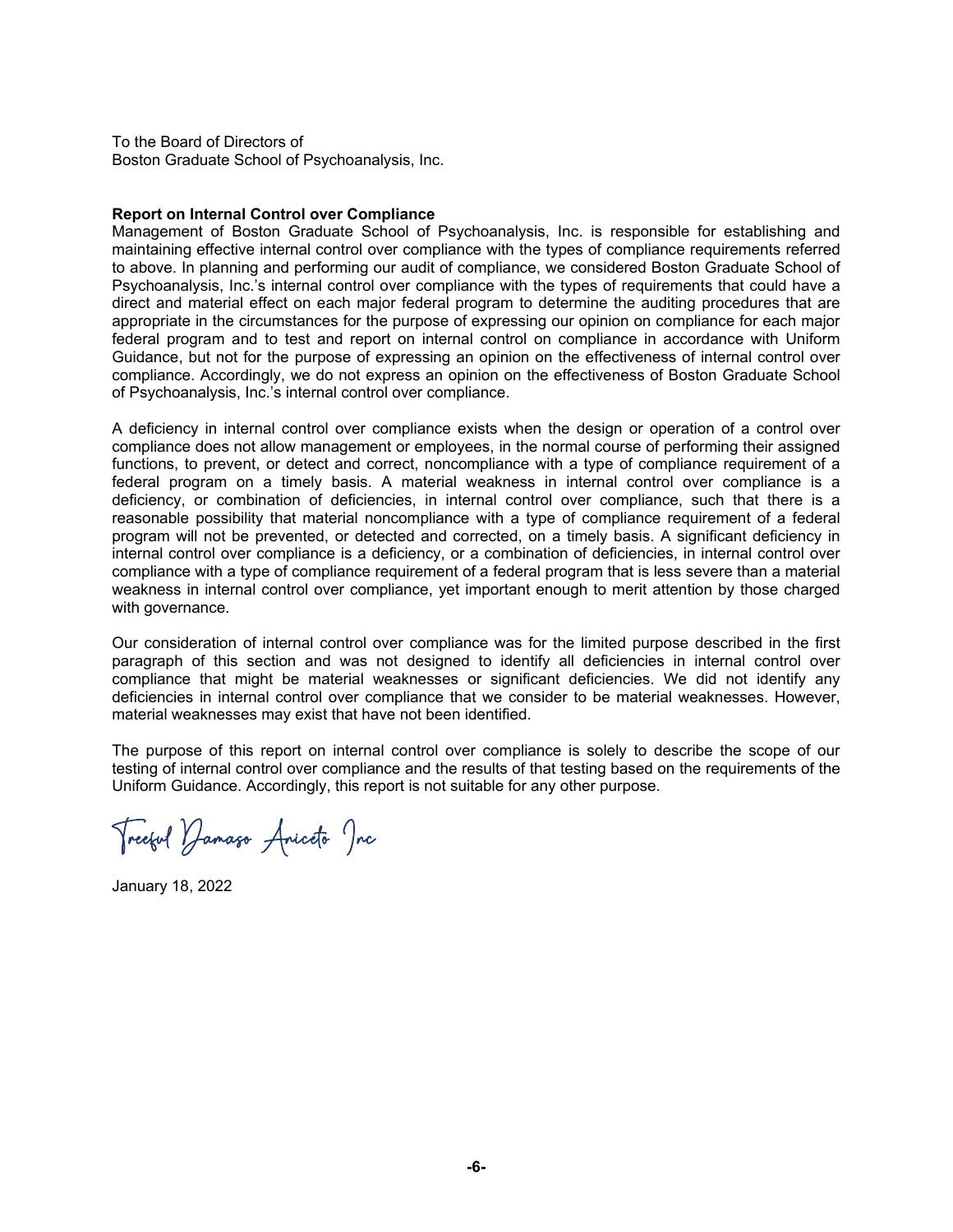To the Board of Directors of
Boston Graduate School of Psychoanalysis, Inc.

**Report on Internal Control over Compliance**

Management of Boston Graduate School of Psychoanalysis, Inc. is responsible for establishing and maintaining effective internal control over compliance with the types of compliance requirements referred to above. In planning and performing our audit of compliance, we considered Boston Graduate School of Psychoanalysis, Inc.'s internal control over compliance with the types of requirements that could have a direct and material effect on each major federal program to determine the auditing procedures that are appropriate in the circumstances for the purpose of expressing our opinion on compliance for each major federal program and to test and report on internal control on compliance in accordance with Uniform Guidance, but not for the purpose of expressing an opinion on the effectiveness of internal control over compliance. Accordingly, we do not express an opinion on the effectiveness of Boston Graduate School of Psychoanalysis, Inc.'s internal control over compliance.

A deficiency in internal control over compliance exists when the design or operation of a control over compliance does not allow management or employees, in the normal course of performing their assigned functions, to prevent, or detect and correct, noncompliance with a type of compliance requirement of a federal program on a timely basis. A material weakness in internal control over compliance is a deficiency, or combination of deficiencies, in internal control over compliance, such that there is a reasonable possibility that material noncompliance with a type of compliance requirement of a federal program will not be prevented, or detected and corrected, on a timely basis. A significant deficiency in internal control over compliance is a deficiency, or a combination of deficiencies, in internal control over compliance with a type of compliance requirement of a federal program that is less severe than a material weakness in internal control over compliance, yet important enough to merit attention by those charged with governance.

Our consideration of internal control over compliance was for the limited purpose described in the first paragraph of this section and was not designed to identify all deficiencies in internal control over compliance that might be material weaknesses or significant deficiencies. We did not identify any deficiencies in internal control over compliance that we consider to be material weaknesses. However, material weaknesses may exist that have not been identified.

The purpose of this report on internal control over compliance is solely to describe the scope of our testing of internal control over compliance and the results of that testing based on the requirements of the Uniform Guidance. Accordingly, this report is not suitable for any other purpose.

Treeful Damaso Aniceto Inc

January 18, 2022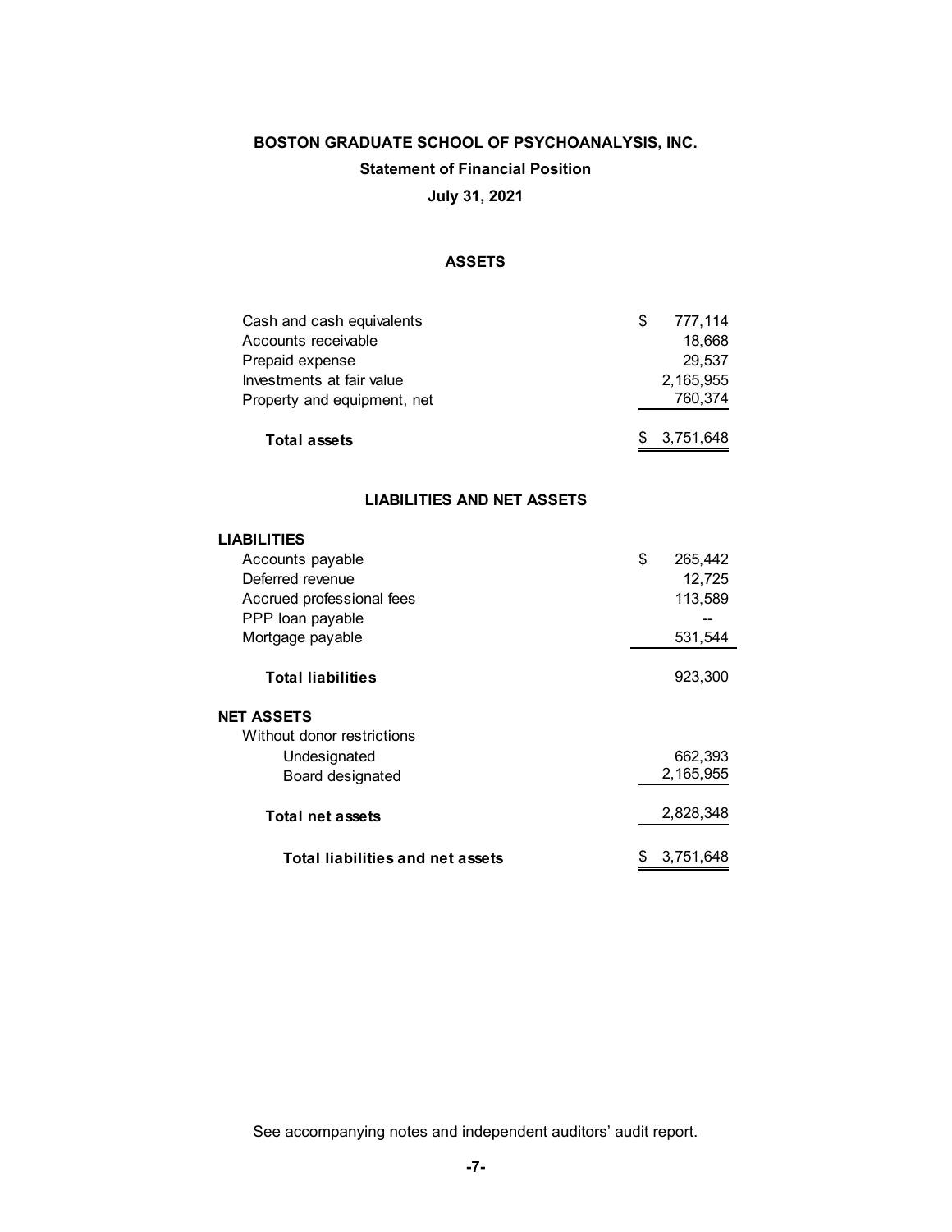**BOSTON GRADUATE SCHOOL OF PSYCHOANALYSIS, INC.**

**Statement of Financial Position**

**July 31, 2021**

**ASSETS**

| | |
|---|---|
| Cash and cash equivalents | $ 777,114 |
| Accounts receivable | 18,668 |
| Prepaid expense | 29,537 |
| Investments at fair value | 2,165,955 |
| Property and equipment, net | 760,374 |
| **Total assets** | $ 3,751,648 |

**LIABILITIES AND NET ASSETS**

| | |
|---|---|
| **LIABILITIES** | |
| Accounts payable | $ 265,442 |
| Deferred revenue | 12,725 |
| Accrued professional fees | 113,589 |
| PPP loan payable | -- |
| Mortgage payable | 531,544 |
| **Total liabilities** | 923,300 |
| **NET ASSETS** | |
| Without donor restrictions | |
| Undesignated | 662,393 |
| Board designated | 2,165,955 |
| **Total net assets** | 2,828,348 |
| **Total liabilities and net assets** | $ 3,751,648 |

See accompanying notes and independent auditors' audit report.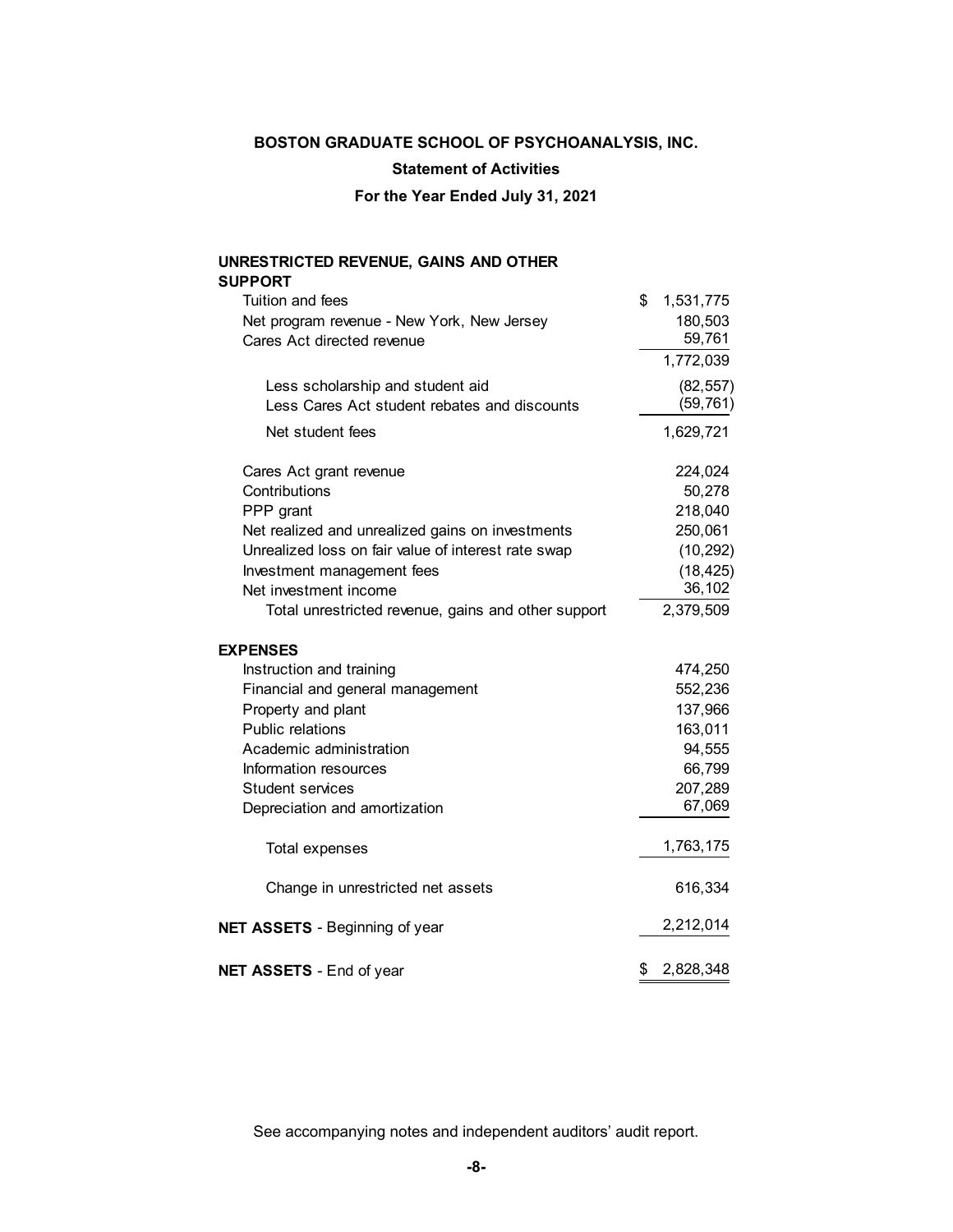**BOSTON GRADUATE SCHOOL OF PSYCHOANALYSIS, INC.**

**Statement of Activities**

**For the Year Ended July 31, 2021**

| | |
|---|---|
| **UNRESTRICTED REVENUE, GAINS AND OTHER SUPPORT** | |
| Tuition and fees | $ 1,531,775 |
| Net program revenue - New York, New Jersey | 180,503 |
| Cares Act directed revenue | 59,761 |
| | 1,772,039 |
| Less scholarship and student aid | (82,557) |
| Less Cares Act student rebates and discounts | (59,761) |
| Net student fees | 1,629,721 |
| Cares Act grant revenue | 224,024 |
| Contributions | 50,278 |
| PPP grant | 218,040 |
| Net realized and unrealized gains on investments | 250,061 |
| Unrealized loss on fair value of interest rate swap | (10,292) |
| Investment management fees | (18,425) |
| Net investment income | 36,102 |
| Total unrestricted revenue, gains and other support | 2,379,509 |
| **EXPENSES** | |
| Instruction and training | 474,250 |
| Financial and general management | 552,236 |
| Property and plant | 137,966 |
| Public relations | 163,011 |
| Academic administration | 94,555 |
| Information resources | 66,799 |
| Student services | 207,289 |
| Depreciation and amortization | 67,069 |
| Total expenses | 1,763,175 |
| Change in unrestricted net assets | 616,334 |
| **NET ASSETS** - Beginning of year | 2,212,014 |
| **NET ASSETS** - End of year | $ 2,828,348 |

See accompanying notes and independent auditors' audit report.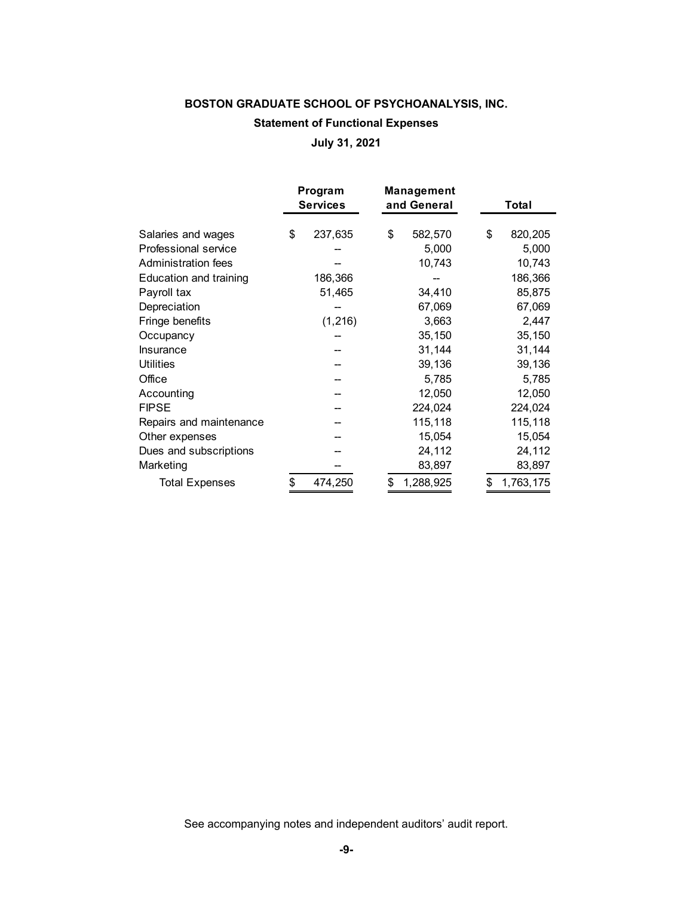**BOSTON GRADUATE SCHOOL OF PSYCHOANALYSIS, INC.**

**Statement of Functional Expenses**

**July 31, 2021**

| | Program Services | Management and General | Total |
|---|---|---|---|
| Salaries and wages | $ 237,635 | $ 582,570 | $ 820,205 |
| Professional service | -- | 5,000 | 5,000 |
| Administration fees | -- | 10,743 | 10,743 |
| Education and training | 186,366 | -- | 186,366 |
| Payroll tax | 51,465 | 34,410 | 85,875 |
| Depreciation | -- | 67,069 | 67,069 |
| Fringe benefits | (1,216) | 3,663 | 2,447 |
| Occupancy | -- | 35,150 | 35,150 |
| Insurance | -- | 31,144 | 31,144 |
| Utilities | -- | 39,136 | 39,136 |
| Office | -- | 5,785 | 5,785 |
| Accounting | -- | 12,050 | 12,050 |
| FIPSE | -- | 224,024 | 224,024 |
| Repairs and maintenance | -- | 115,118 | 115,118 |
| Other expenses | -- | 15,054 | 15,054 |
| Dues and subscriptions | -- | 24,112 | 24,112 |
| Marketing | -- | 83,897 | 83,897 |
| Total Expenses | $ 474,250 | $ 1,288,925 | $ 1,763,175 |

See accompanying notes and independent auditors' audit report.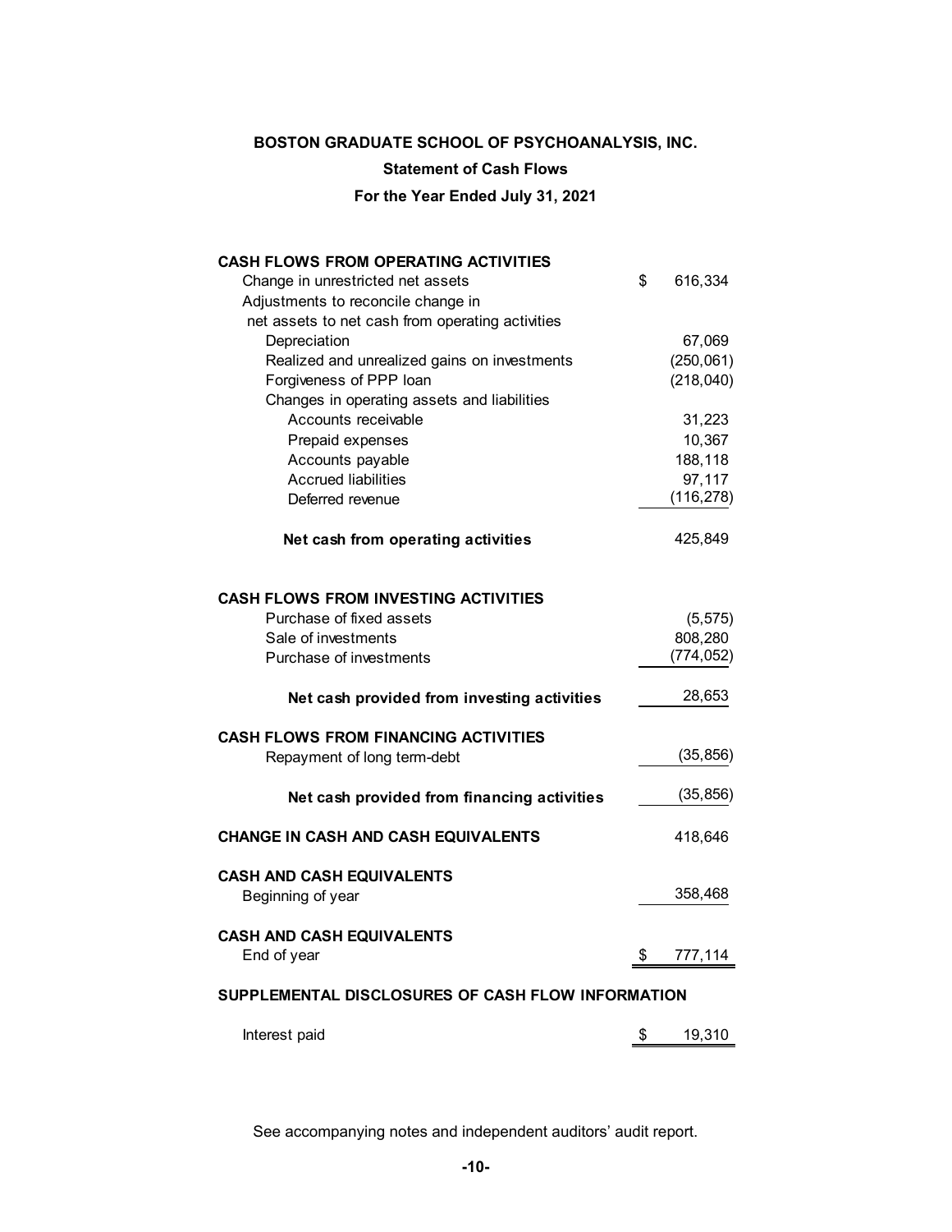# BOSTON GRADUATE SCHOOL OF PSYCHOANALYSIS, INC.

## Statement of Cash Flows

### For the Year Ended July 31, 2021

| | |
|---|---|
| **CASH FLOWS FROM OPERATING ACTIVITIES** | |
| Change in unrestricted net assets | $ 616,334 |
| Adjustments to reconcile change in net assets to net cash from operating activities | |
| Depreciation | 67,069 |
| Realized and unrealized gains on investments | (250,061) |
| Forgiveness of PPP loan | (218,040) |
| Changes in operating assets and liabilities | |
| Accounts receivable | 31,223 |
| Prepaid expenses | 10,367 |
| Accounts payable | 188,118 |
| Accrued liabilities | 97,117 |
| Deferred revenue | (116,278) |
| **Net cash from operating activities** | 425,849 |
| **CASH FLOWS FROM INVESTING ACTIVITIES** | |
| Purchase of fixed assets | (5,575) |
| Sale of investments | 808,280 |
| Purchase of investments | (774,052) |
| **Net cash provided from investing activities** | 28,653 |
| **CASH FLOWS FROM FINANCING ACTIVITIES** | |
| Repayment of long term-debt | (35,856) |
| **Net cash provided from financing activities** | (35,856) |
| **CHANGE IN CASH AND CASH EQUIVALENTS** | 418,646 |
| **CASH AND CASH EQUIVALENTS** | |
| Beginning of year | 358,468 |
| **CASH AND CASH EQUIVALENTS** | |
| End of year | $ 777,114 |
| **SUPPLEMENTAL DISCLOSURES OF CASH FLOW INFORMATION** | |
| Interest paid | $ 19,310 |

See accompanying notes and independent auditors' audit report.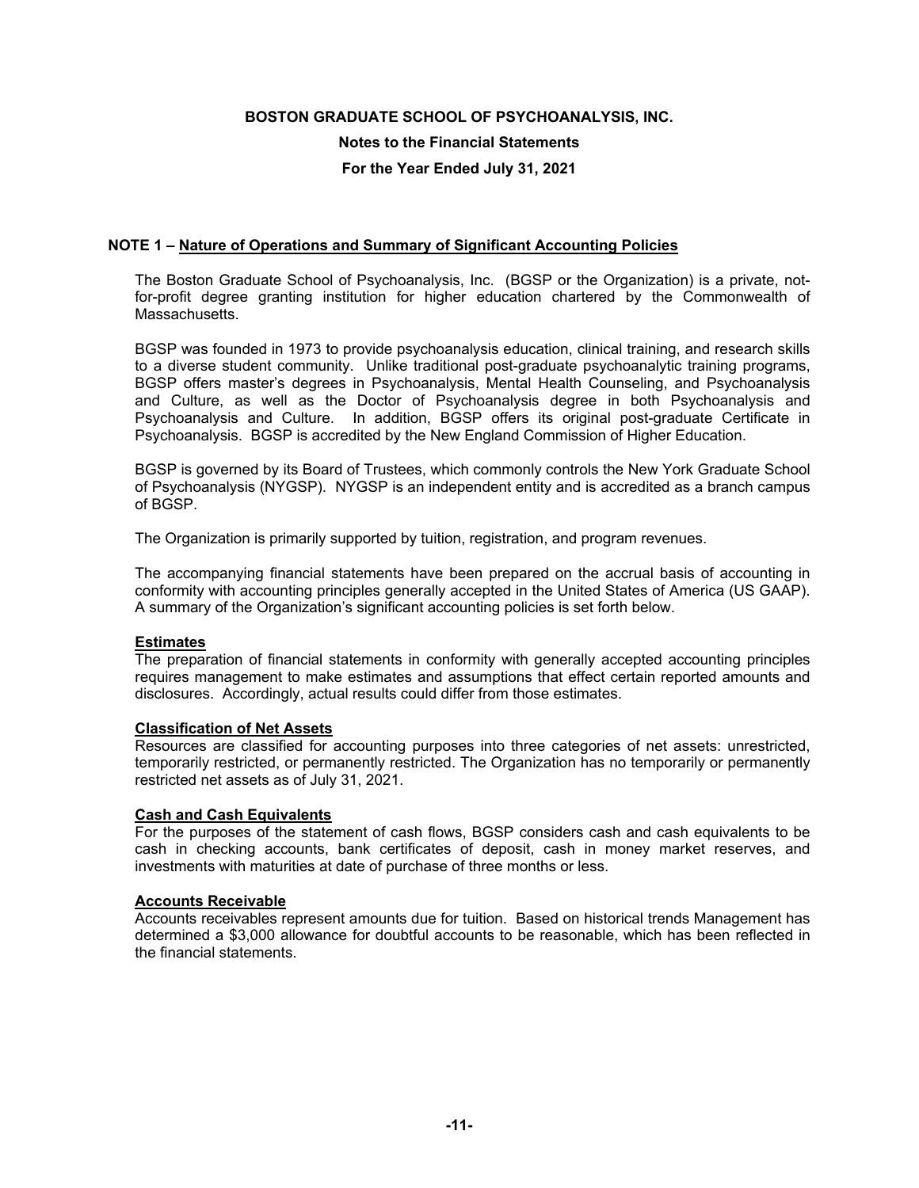**BOSTON GRADUATE SCHOOL OF PSYCHOANALYSIS, INC.**

**Notes to the Financial Statements**

**For the Year Ended July 31, 2021**

## NOTE 1 – Nature of Operations and Summary of Significant Accounting Policies

The Boston Graduate School of Psychoanalysis, Inc. (BGSP or the Organization) is a private, not-for-profit degree granting institution for higher education chartered by the Commonwealth of Massachusetts.

BGSP was founded in 1973 to provide psychoanalysis education, clinical training, and research skills to a diverse student community. Unlike traditional post-graduate psychoanalytic training programs, BGSP offers master's degrees in Psychoanalysis, Mental Health Counseling, and Psychoanalysis and Culture, as well as the Doctor of Psychoanalysis degree in both Psychoanalysis and Psychoanalysis and Culture. In addition, BGSP offers its original post-graduate Certificate in Psychoanalysis. BGSP is accredited by the New England Commission of Higher Education.

BGSP is governed by its Board of Trustees, which commonly controls the New York Graduate School of Psychoanalysis (NYGSP). NYGSP is an independent entity and is accredited as a branch campus of BGSP.

The Organization is primarily supported by tuition, registration, and program revenues.

The accompanying financial statements have been prepared on the accrual basis of accounting in conformity with accounting principles generally accepted in the United States of America (US GAAP). A summary of the Organization's significant accounting policies is set forth below.

### Estimates

The preparation of financial statements in conformity with generally accepted accounting principles requires management to make estimates and assumptions that effect certain reported amounts and disclosures. Accordingly, actual results could differ from those estimates.

### Classification of Net Assets

Resources are classified for accounting purposes into three categories of net assets: unrestricted, temporarily restricted, or permanently restricted. The Organization has no temporarily or permanently restricted net assets as of July 31, 2021.

### Cash and Cash Equivalents

For the purposes of the statement of cash flows, BGSP considers cash and cash equivalents to be cash in checking accounts, bank certificates of deposit, cash in money market reserves, and investments with maturities at date of purchase of three months or less.

### Accounts Receivable

Accounts receivables represent amounts due for tuition. Based on historical trends Management has determined a $3,000 allowance for doubtful accounts to be reasonable, which has been reflected in the financial statements.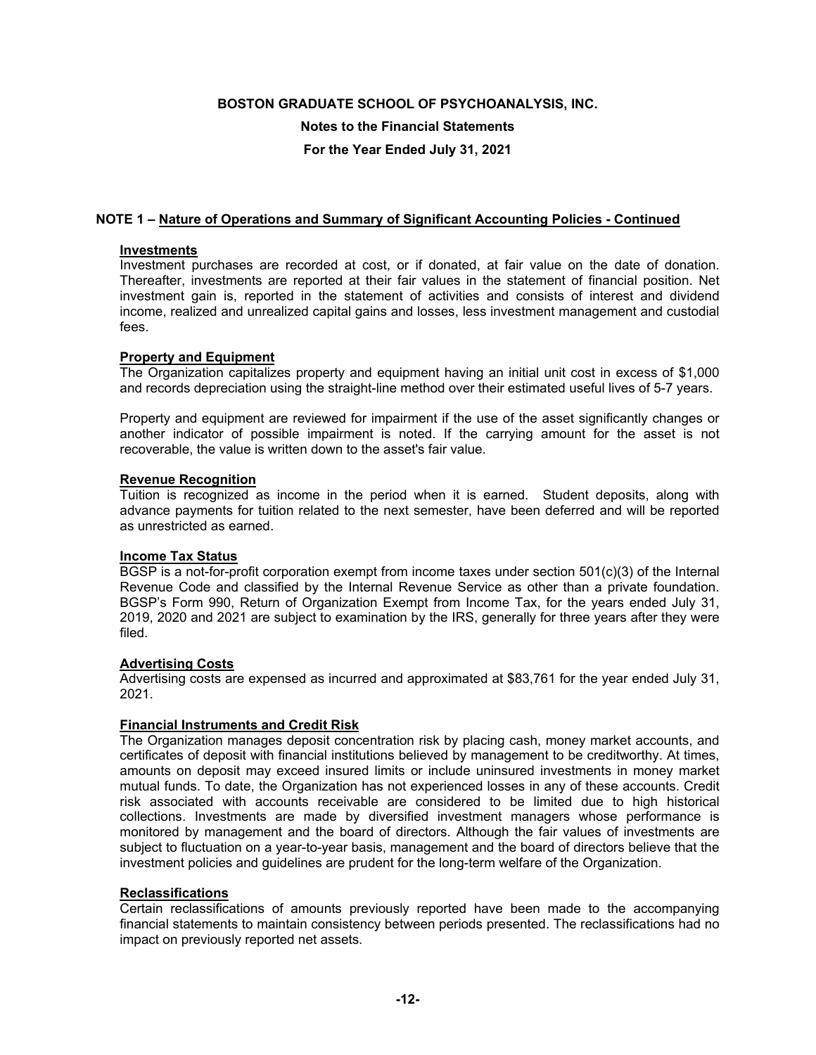**BOSTON GRADUATE SCHOOL OF PSYCHOANALYSIS, INC.**

**Notes to the Financial Statements**

**For the Year Ended July 31, 2021**

## NOTE 1 – Nature of Operations and Summary of Significant Accounting Policies - Continued

### Investments

Investment purchases are recorded at cost, or if donated, at fair value on the date of donation. Thereafter, investments are reported at their fair values in the statement of financial position. Net investment gain is, reported in the statement of activities and consists of interest and dividend income, realized and unrealized capital gains and losses, less investment management and custodial fees.

### Property and Equipment

The Organization capitalizes property and equipment having an initial unit cost in excess of $1,000 and records depreciation using the straight-line method over their estimated useful lives of 5-7 years.

Property and equipment are reviewed for impairment if the use of the asset significantly changes or another indicator of possible impairment is noted. If the carrying amount for the asset is not recoverable, the value is written down to the asset's fair value.

### Revenue Recognition

Tuition is recognized as income in the period when it is earned. Student deposits, along with advance payments for tuition related to the next semester, have been deferred and will be reported as unrestricted as earned.

### Income Tax Status

BGSP is a not-for-profit corporation exempt from income taxes under section 501(c)(3) of the Internal Revenue Code and classified by the Internal Revenue Service as other than a private foundation. BGSP's Form 990, Return of Organization Exempt from Income Tax, for the years ended July 31, 2019, 2020 and 2021 are subject to examination by the IRS, generally for three years after they were filed.

### Advertising Costs

Advertising costs are expensed as incurred and approximated at $83,761 for the year ended July 31, 2021.

### Financial Instruments and Credit Risk

The Organization manages deposit concentration risk by placing cash, money market accounts, and certificates of deposit with financial institutions believed by management to be creditworthy. At times, amounts on deposit may exceed insured limits or include uninsured investments in money market mutual funds. To date, the Organization has not experienced losses in any of these accounts. Credit risk associated with accounts receivable are considered to be limited due to high historical collections. Investments are made by diversified investment managers whose performance is monitored by management and the board of directors. Although the fair values of investments are subject to fluctuation on a year-to-year basis, management and the board of directors believe that the investment policies and guidelines are prudent for the long-term welfare of the Organization.

### Reclassifications

Certain reclassifications of amounts previously reported have been made to the accompanying financial statements to maintain consistency between periods presented. The reclassifications had no impact on previously reported net assets.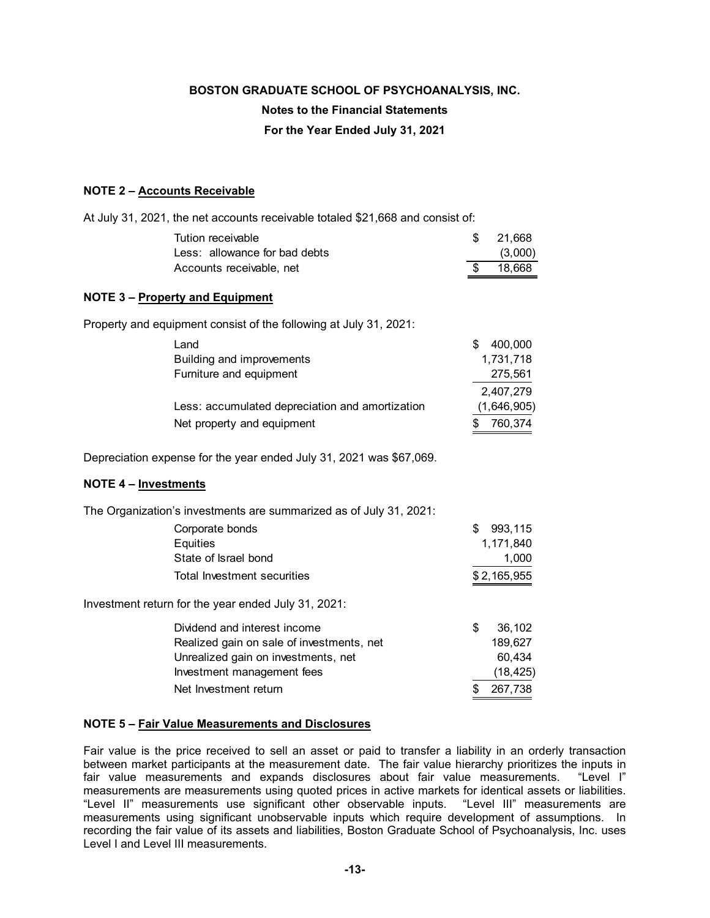**BOSTON GRADUATE SCHOOL OF PSYCHOANALYSIS, INC.**

**Notes to the Financial Statements**

**For the Year Ended July 31, 2021**

**NOTE 2 – Accounts Receivable**

At July 31, 2021, the net accounts receivable totaled $21,668 and consist of:

| | |
|---|---|
| Tution receivable | $ 21,668 |
| Less: allowance for bad debts | (3,000) |
| Accounts receivable, net | $ 18,668 |

**NOTE 3 – Property and Equipment**

Property and equipment consist of the following at July 31, 2021:

| | |
|---|---|
| Land | $ 400,000 |
| Building and improvements | 1,731,718 |
| Furniture and equipment | 275,561 |
| | 2,407,279 |
| Less: accumulated depreciation and amortization | (1,646,905) |
| Net property and equipment | $ 760,374 |

Depreciation expense for the year ended July 31, 2021 was $67,069.

**NOTE 4 – Investments**

The Organization's investments are summarized as of July 31, 2021:

| | |
|---|---|
| Corporate bonds | $ 993,115 |
| Equities | 1,171,840 |
| State of Israel bond | 1,000 |
| Total Investment securities | $ 2,165,955 |

Investment return for the year ended July 31, 2021:

| | |
|---|---|
| Dividend and interest income | $ 36,102 |
| Realized gain on sale of investments, net | 189,627 |
| Unrealized gain on investments, net | 60,434 |
| Investment management fees | (18,425) |
| Net Investment return | $ 267,738 |

**NOTE 5 – Fair Value Measurements and Disclosures**

Fair value is the price received to sell an asset or paid to transfer a liability in an orderly transaction between market participants at the measurement date. The fair value hierarchy prioritizes the inputs in fair value measurements and expands disclosures about fair value measurements. "Level I" measurements are measurements using quoted prices in active markets for identical assets or liabilities. "Level II" measurements use significant other observable inputs. "Level III" measurements are measurements using significant unobservable inputs which require development of assumptions. In recording the fair value of its assets and liabilities, Boston Graduate School of Psychoanalysis, Inc. uses Level I and Level III measurements.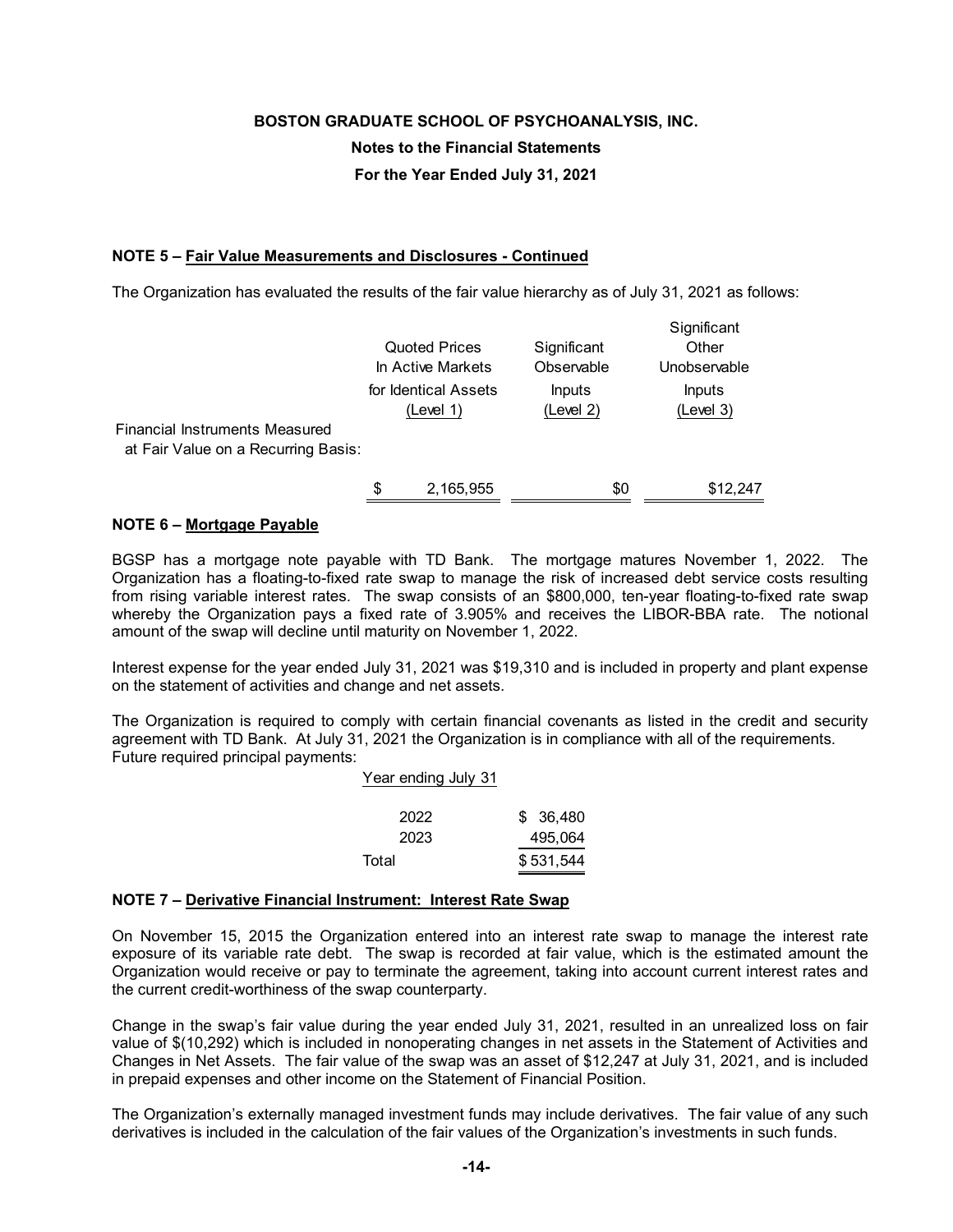**BOSTON GRADUATE SCHOOL OF PSYCHOANALYSIS, INC.**

**Notes to the Financial Statements**

**For the Year Ended July 31, 2021**

**NOTE 5 – Fair Value Measurements and Disclosures - Continued**

The Organization has evaluated the results of the fair value hierarchy as of July 31, 2021 as follows:

| | Quoted Prices In Active Markets for Identical Assets (Level 1) | Significant Observable Inputs (Level 2) | Significant Other Unobservable Inputs (Level 3) |
|---|---|---|---|
| Financial Instruments Measured at Fair Value on a Recurring Basis: | | | |
| | $ 2,165,955 | $0 | $12,247 |

**NOTE 6 – Mortgage Payable**

BGSP has a mortgage note payable with TD Bank. The mortgage matures November 1, 2022. The Organization has a floating-to-fixed rate swap to manage the risk of increased debt service costs resulting from rising variable interest rates. The swap consists of an $800,000, ten-year floating-to-fixed rate swap whereby the Organization pays a fixed rate of 3.905% and receives the LIBOR-BBA rate. The notional amount of the swap will decline until maturity on November 1, 2022.

Interest expense for the year ended July 31, 2021 was $19,310 and is included in property and plant expense on the statement of activities and change and net assets.

The Organization is required to comply with certain financial covenants as listed in the credit and security agreement with TD Bank. At July 31, 2021 the Organization is in compliance with all of the requirements. Future required principal payments:

| Year ending July 31 | |
|---|---|
| 2022 | $ 36,480 |
| 2023 | 495,064 |
| Total | $ 531,544 |

**NOTE 7 – Derivative Financial Instrument: Interest Rate Swap**

On November 15, 2015 the Organization entered into an interest rate swap to manage the interest rate exposure of its variable rate debt. The swap is recorded at fair value, which is the estimated amount the Organization would receive or pay to terminate the agreement, taking into account current interest rates and the current credit-worthiness of the swap counterparty.

Change in the swap's fair value during the year ended July 31, 2021, resulted in an unrealized loss on fair value of $(10,292) which is included in nonoperating changes in net assets in the Statement of Activities and Changes in Net Assets. The fair value of the swap was an asset of $12,247 at July 31, 2021, and is included in prepaid expenses and other income on the Statement of Financial Position.

The Organization's externally managed investment funds may include derivatives. The fair value of any such derivatives is included in the calculation of the fair values of the Organization's investments in such funds.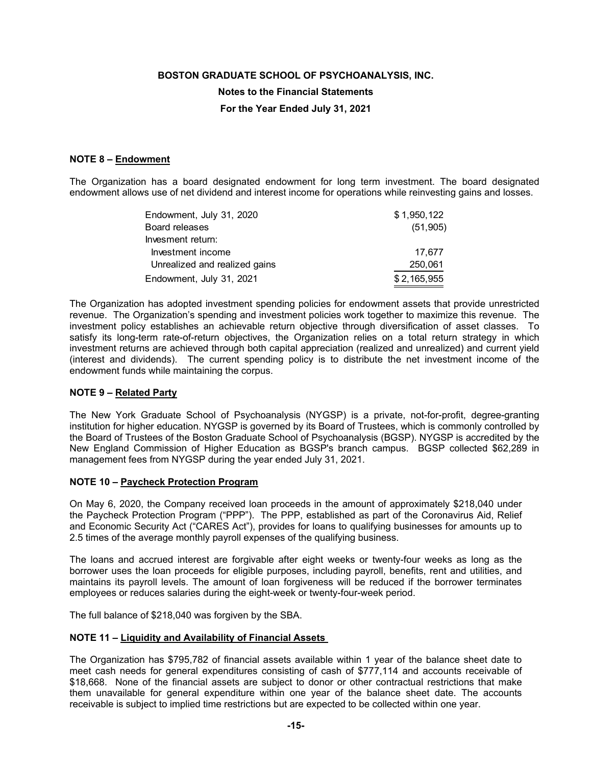**BOSTON GRADUATE SCHOOL OF PSYCHOANALYSIS, INC.**

**Notes to the Financial Statements**

**For the Year Ended July 31, 2021**

## NOTE 8 – Endowment

The Organization has a board designated endowment for long term investment. The board designated endowment allows use of net dividend and interest income for operations while reinvesting gains and losses.

| | |
|---|---|
| Endowment, July 31, 2020 | $ 1,950,122 |
| Board releases | (51,905) |
| Invesment return: | |
| Investment income | 17,677 |
| Unrealized and realized gains | 250,061 |
| Endowment, July 31, 2021 | $ 2,165,955 |

The Organization has adopted investment spending policies for endowment assets that provide unrestricted revenue. The Organization's spending and investment policies work together to maximize this revenue. The investment policy establishes an achievable return objective through diversification of asset classes. To satisfy its long-term rate-of-return objectives, the Organization relies on a total return strategy in which investment returns are achieved through both capital appreciation (realized and unrealized) and current yield (interest and dividends). The current spending policy is to distribute the net investment income of the endowment funds while maintaining the corpus.

## NOTE 9 – Related Party

The New York Graduate School of Psychoanalysis (NYGSP) is a private, not-for-profit, degree-granting institution for higher education. NYGSP is governed by its Board of Trustees, which is commonly controlled by the Board of Trustees of the Boston Graduate School of Psychoanalysis (BGSP). NYGSP is accredited by the New England Commission of Higher Education as BGSP's branch campus. BGSP collected $62,289 in management fees from NYGSP during the year ended July 31, 2021.

## NOTE 10 – Paycheck Protection Program

On May 6, 2020, the Company received loan proceeds in the amount of approximately $218,040 under the Paycheck Protection Program ("PPP"). The PPP, established as part of the Coronavirus Aid, Relief and Economic Security Act ("CARES Act"), provides for loans to qualifying businesses for amounts up to 2.5 times of the average monthly payroll expenses of the qualifying business.

The loans and accrued interest are forgivable after eight weeks or twenty-four weeks as long as the borrower uses the loan proceeds for eligible purposes, including payroll, benefits, rent and utilities, and maintains its payroll levels. The amount of loan forgiveness will be reduced if the borrower terminates employees or reduces salaries during the eight-week or twenty-four-week period.

The full balance of $218,040 was forgiven by the SBA.

## NOTE 11 – Liquidity and Availability of Financial Assets

The Organization has $795,782 of financial assets available within 1 year of the balance sheet date to meet cash needs for general expenditures consisting of cash of $777,114 and accounts receivable of $18,668. None of the financial assets are subject to donor or other contractual restrictions that make them unavailable for general expenditure within one year of the balance sheet date. The accounts receivable is subject to implied time restrictions but are expected to be collected within one year.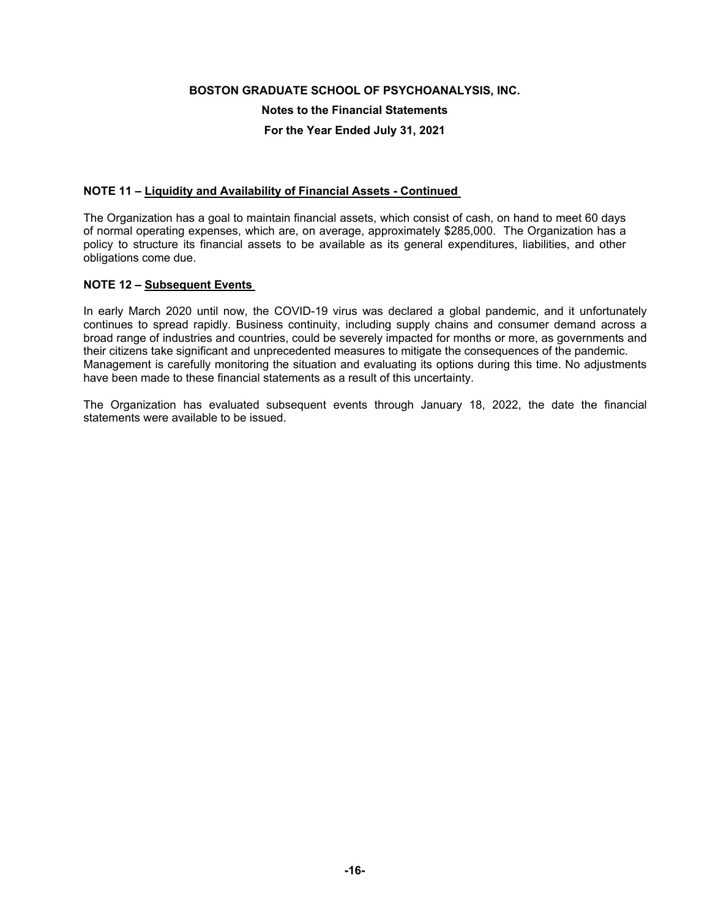**BOSTON GRADUATE SCHOOL OF PSYCHOANALYSIS, INC.**

**Notes to the Financial Statements**

**For the Year Ended July 31, 2021**

**NOTE 11 – Liquidity and Availability of Financial Assets - Continued**

The Organization has a goal to maintain financial assets, which consist of cash, on hand to meet 60 days of normal operating expenses, which are, on average, approximately $285,000. The Organization has a policy to structure its financial assets to be available as its general expenditures, liabilities, and other obligations come due.

**NOTE 12 – Subsequent Events**

In early March 2020 until now, the COVID-19 virus was declared a global pandemic, and it unfortunately continues to spread rapidly. Business continuity, including supply chains and consumer demand across a broad range of industries and countries, could be severely impacted for months or more, as governments and their citizens take significant and unprecedented measures to mitigate the consequences of the pandemic. Management is carefully monitoring the situation and evaluating its options during this time. No adjustments have been made to these financial statements as a result of this uncertainty.

The Organization has evaluated subsequent events through January 18, 2022, the date the financial statements were available to be issued.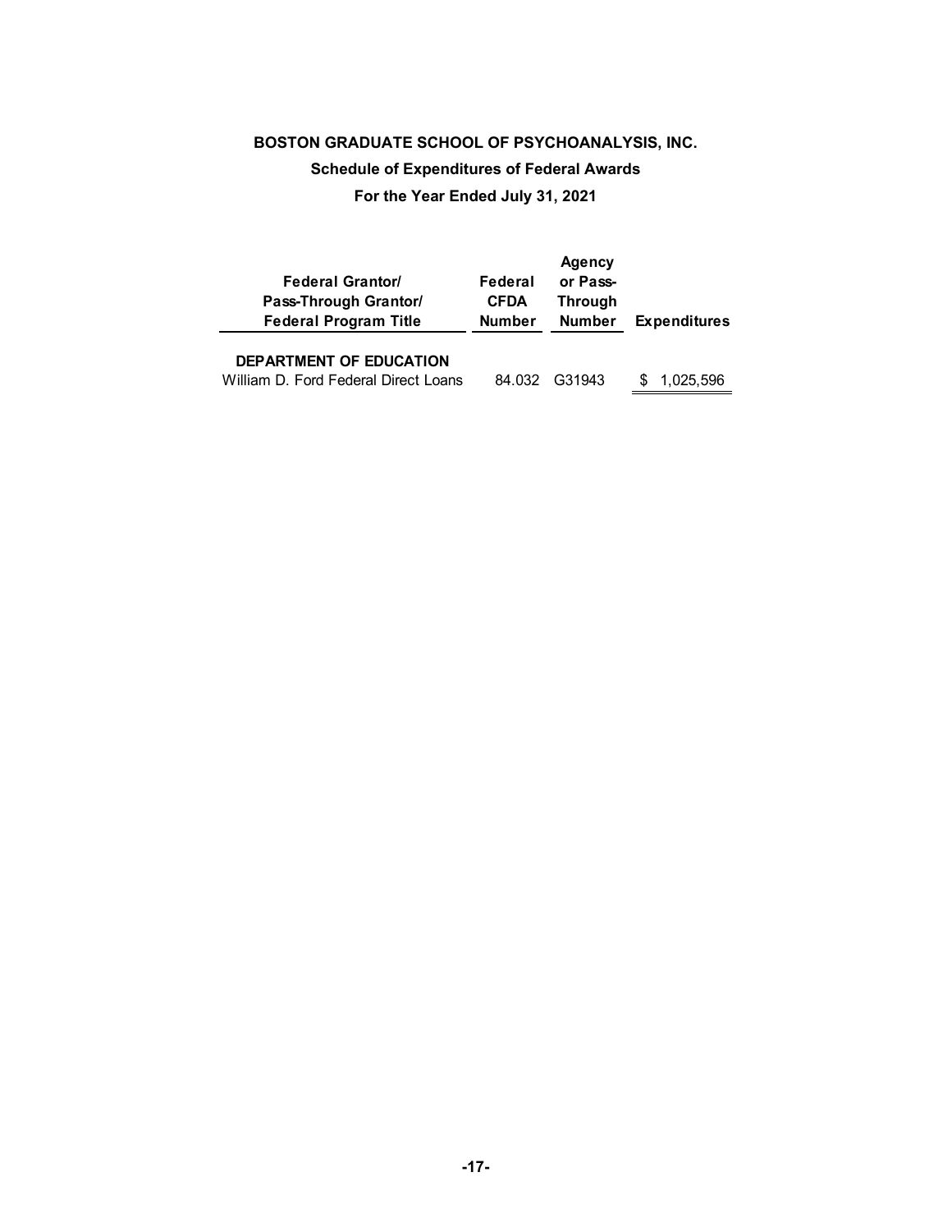**BOSTON GRADUATE SCHOOL OF PSYCHOANALYSIS, INC.**

**Schedule of Expenditures of Federal Awards**

**For the Year Ended July 31, 2021**

| Federal Grantor/ Pass-Through Grantor/ Federal Program Title | Federal CFDA Number | Agency or Pass-Through Number | Expenditures |
|---|---|---|---|
| **DEPARTMENT OF EDUCATION** | | | |
| William D. Ford Federal Direct Loans | 84.032 | G31943 | $ 1,025,596 |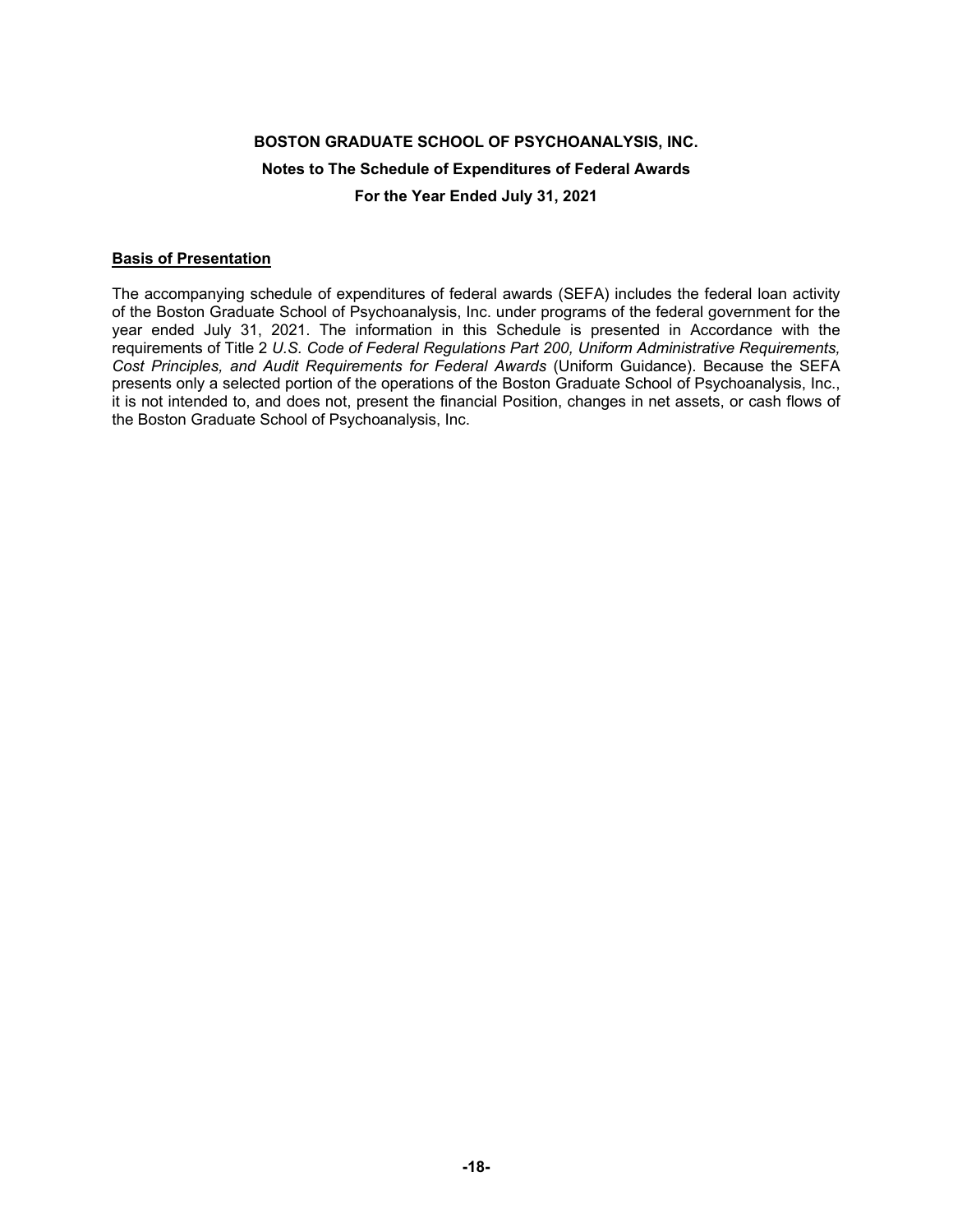**BOSTON GRADUATE SCHOOL OF PSYCHOANALYSIS, INC.**

**Notes to The Schedule of Expenditures of Federal Awards**

**For the Year Ended July 31, 2021**

**Basis of Presentation**

The accompanying schedule of expenditures of federal awards (SEFA) includes the federal loan activity of the Boston Graduate School of Psychoanalysis, Inc. under programs of the federal government for the year ended July 31, 2021. The information in this Schedule is presented in Accordance with the requirements of Title 2 *U.S. Code of Federal Regulations Part 200, Uniform Administrative Requirements, Cost Principles, and Audit Requirements for Federal Awards* (Uniform Guidance). Because the SEFA presents only a selected portion of the operations of the Boston Graduate School of Psychoanalysis, Inc., it is not intended to, and does not, present the financial Position, changes in net assets, or cash flows of the Boston Graduate School of Psychoanalysis, Inc.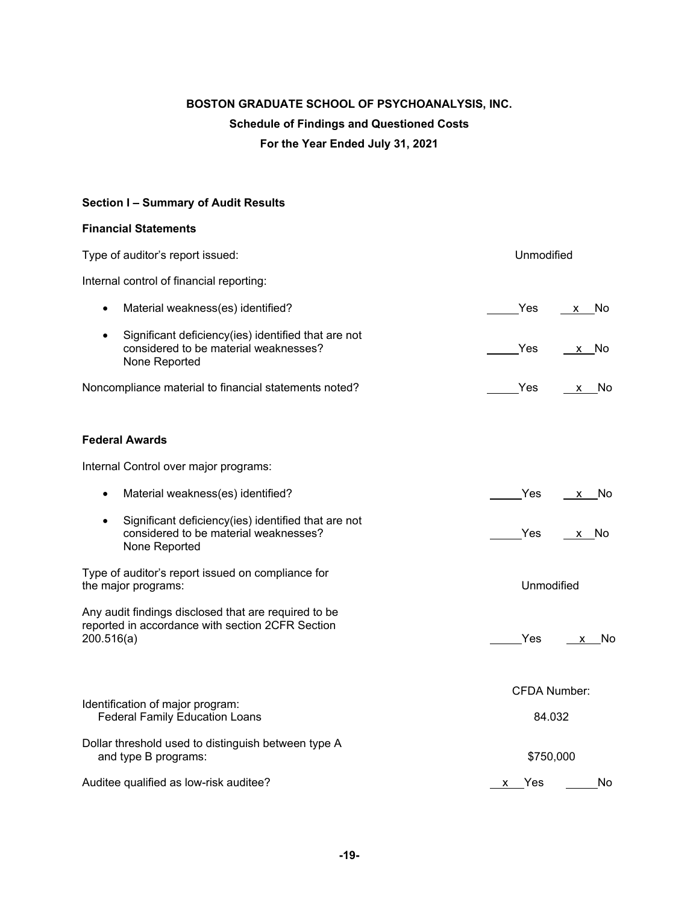**BOSTON GRADUATE SCHOOL OF PSYCHOANALYSIS, INC.**

**Schedule of Findings and Questioned Costs**

**For the Year Ended July 31, 2021**

### Section I – Summary of Audit Results

#### Financial Statements

| | |
|---|---|
| Type of auditor's report issued: | Unmodified |
| Internal control of financial reporting: | |
| • Material weakness(es) identified? | ____ Yes  x No |
| • Significant deficiency(ies) identified that are not considered to be material weaknesses? None Reported | ____ Yes  x No |
| Noncompliance material to financial statements noted? | ____ Yes  x No |

#### Federal Awards

| | |
|---|---|
| Internal Control over major programs: | |
| • Material weakness(es) identified? | ____ Yes  x No |
| • Significant deficiency(ies) identified that are not considered to be material weaknesses? None Reported | ____ Yes  x No |
| Type of auditor's report issued on compliance for the major programs: | Unmodified |
| Any audit findings disclosed that are required to be reported in accordance with section 2CFR Section 200.516(a) | ____ Yes  x No |
| | CFDA Number: |
| Identification of major program: Federal Family Education Loans | 84.032 |
| Dollar threshold used to distinguish between type A and type B programs: | $750,000 |
| Auditee qualified as low-risk auditee? | x Yes  ____ No |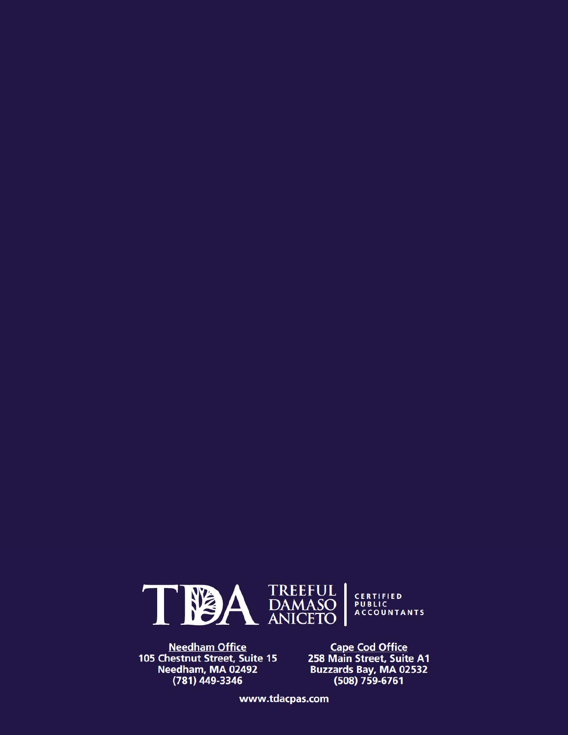TREEFUL DAMASO ANICETO | CERTIFIED PUBLIC ACCOUNTANTS

**Needham Office**
105 Chestnut Street, Suite 15
Needham, MA 02492
(781) 449-3346

**Cape Cod Office**
258 Main Street, Suite A1
Buzzards Bay, MA 02532
(508) 759-6761

www.tdacpas.com